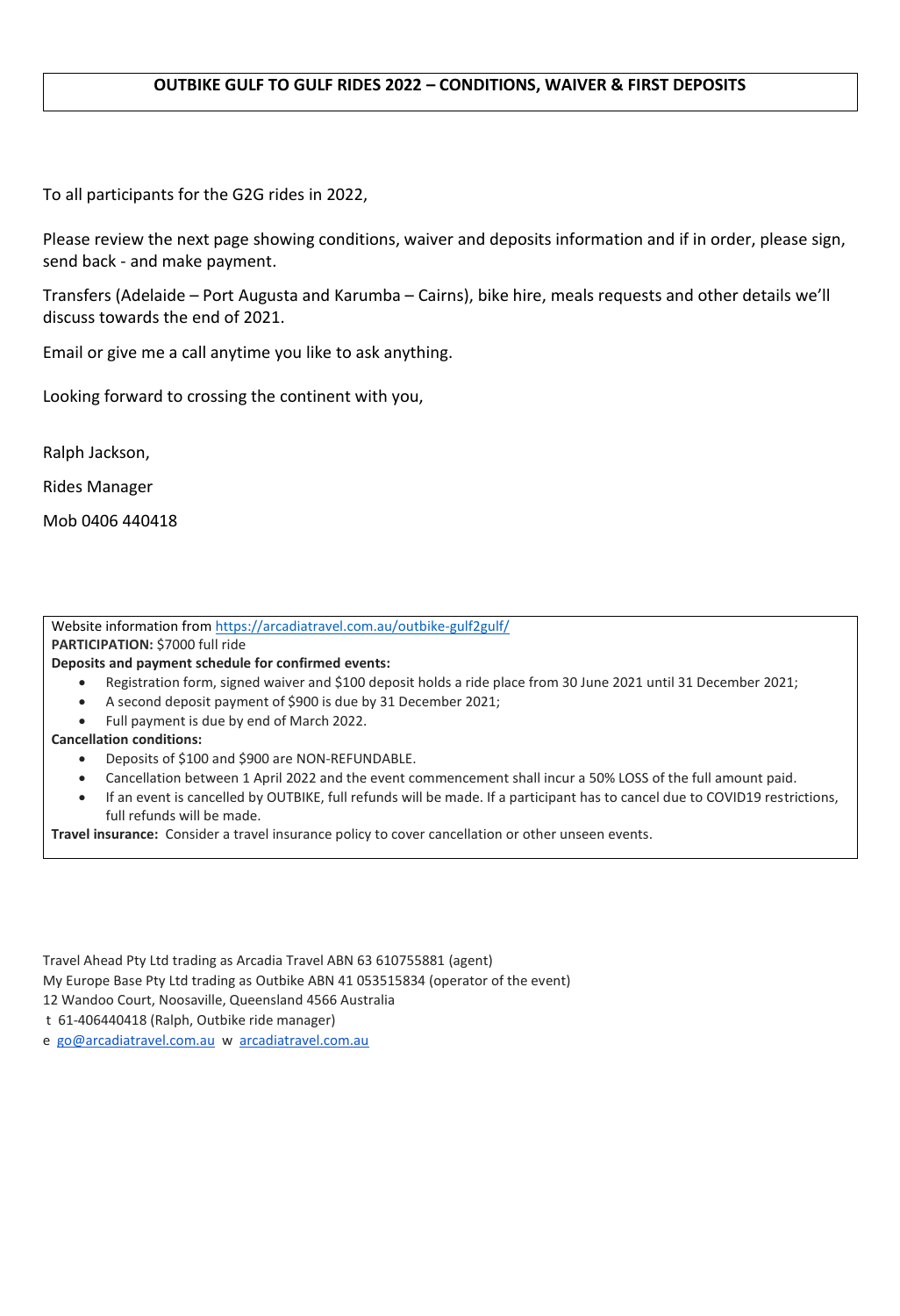## OUTBIKE GULF TO GULF RIDES 2022 – CONDITIONS, WAIVER & FIRST DEPOSITS

To all participants for the G2G rides in 2022,

Please review the next page showing conditions, waiver and deposits information and if in order, please sign, send back - and make payment.

Transfers (Adelaide – Port Augusta and Karumba – Cairns), bike hire, meals requests and other details we'll discuss towards the end of 2021.

Email or give me a call anytime you like to ask anything.

Looking forward to crossing the continent with you,

Ralph Jackson,

Rides Manager

Mob 0406 440418

---

Website information from [https://arcadiatravel.com.au/outbike-gulf2gulf/](https://arcadiatravel.com.au/outbike-gulf2gulf/)

**PARTICIPATION:** $7000 full ride

**Deposits and payment schedule for confirmed events:**

- Registration form, signed waiver and $100 deposit holds a ride place from 30 June 2021 until 31 December 2021;
- A second deposit payment of $900 is due by 31 December 2021;
- Full payment is due by end of March 2022.

**Cancellation conditions:**

- Deposits of $100 and $900 are NON-REFUNDABLE.
- Cancellation between 1 April 2022 and the event commencement shall incur a 50% LOSS of the full amount paid.
- If an event is cancelled by OUTBIKE, full refunds will be made. If a participant has to cancel due to COVID19 restrictions, full refunds will be made.

**Travel insurance:** Consider a travel insurance policy to cover cancellation or other unseen events.

---

Travel Ahead Pty Ltd trading as Arcadia Travel ABN 63 610755881 (agent)
My Europe Base Pty Ltd trading as Outbike ABN 41 053515834 (operator of the event)
12 Wandoo Court, Noosaville, Queensland 4566 Australia
t 61-406440418 (Ralph, Outbike ride manager)
e [go@arcadiatravel.com.au](mailto:go@arcadiatravel.com.au) w [arcadiatravel.com.au](https://arcadiatravel.com.au)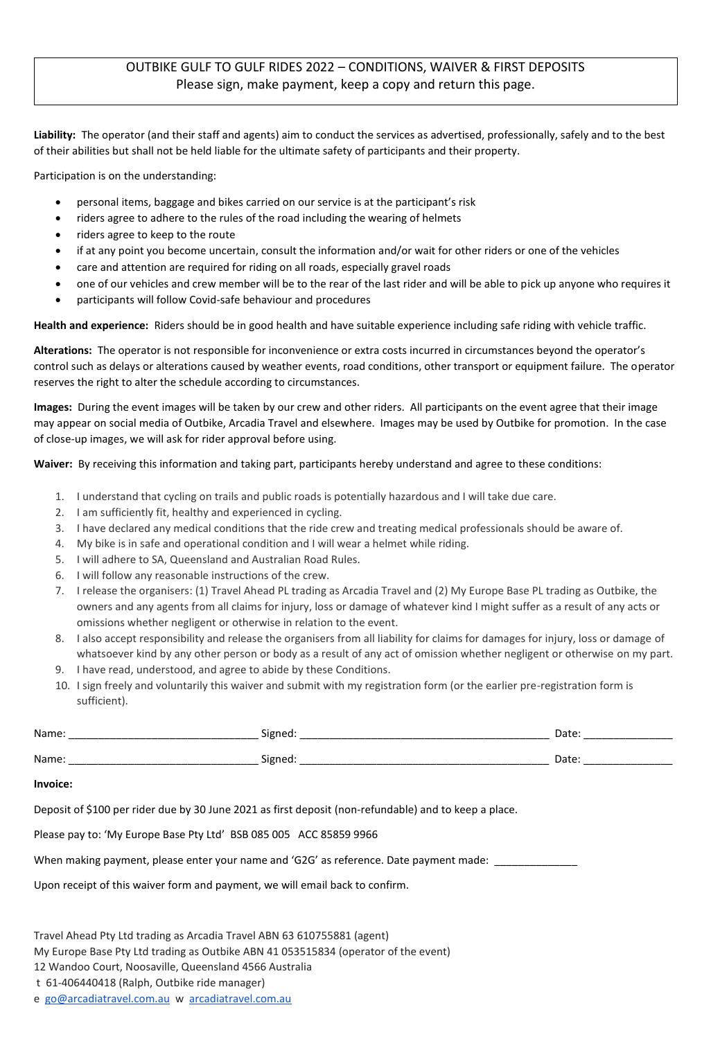# OUTBIKE GULF TO GULF RIDES 2022 – CONDITIONS, WAIVER & FIRST DEPOSITS

Please sign, make payment, keep a copy and return this page.

**Liability:** The operator (and their staff and agents) aim to conduct the services as advertised, professionally, safely and to the best of their abilities but shall not be held liable for the ultimate safety of participants and their property.

Participation is on the understanding:

- personal items, baggage and bikes carried on our service is at the participant's risk
- riders agree to adhere to the rules of the road including the wearing of helmets
- riders agree to keep to the route
- if at any point you become uncertain, consult the information and/or wait for other riders or one of the vehicles
- care and attention are required for riding on all roads, especially gravel roads
- one of our vehicles and crew member will be to the rear of the last rider and will be able to pick up anyone who requires it
- participants will follow Covid-safe behaviour and procedures

**Health and experience:** Riders should be in good health and have suitable experience including safe riding with vehicle traffic.

**Alterations:** The operator is not responsible for inconvenience or extra costs incurred in circumstances beyond the operator's control such as delays or alterations caused by weather events, road conditions, other transport or equipment failure. The operator reserves the right to alter the schedule according to circumstances.

**Images:** During the event images will be taken by our crew and other riders. All participants on the event agree that their image may appear on social media of Outbike, Arcadia Travel and elsewhere. Images may be used by Outbike for promotion. In the case of close-up images, we will ask for rider approval before using.

**Waiver:** By receiving this information and taking part, participants hereby understand and agree to these conditions:

1. I understand that cycling on trails and public roads is potentially hazardous and I will take due care.
2. I am sufficiently fit, healthy and experienced in cycling.
3. I have declared any medical conditions that the ride crew and treating medical professionals should be aware of.
4. My bike is in safe and operational condition and I will wear a helmet while riding.
5. I will adhere to SA, Queensland and Australian Road Rules.
6. I will follow any reasonable instructions of the crew.
7. I release the organisers: (1) Travel Ahead PL trading as Arcadia Travel and (2) My Europe Base PL trading as Outbike, the owners and any agents from all claims for injury, loss or damage of whatever kind I might suffer as a result of any acts or omissions whether negligent or otherwise in relation to the event.
8. I also accept responsibility and release the organisers from all liability for claims for damages for injury, loss or damage of whatsoever kind by any other person or body as a result of any act of omission whether negligent or otherwise on my part.
9. I have read, understood, and agree to abide by these Conditions.
10. I sign freely and voluntarily this waiver and submit with my registration form (or the earlier pre-registration form is sufficient).

Name: _______________________________ Signed: _________________________________________ Date: _______________

Name: _______________________________ Signed: _________________________________________ Date: _______________

**Invoice:**

Deposit of $100 per rider due by 30 June 2021 as first deposit (non-refundable) and to keep a place.

Please pay to: 'My Europe Base Pty Ltd' BSB 085 005 ACC 85859 9966

When making payment, please enter your name and 'G2G' as reference. Date payment made: ______________

Upon receipt of this waiver form and payment, we will email back to confirm.

Travel Ahead Pty Ltd trading as Arcadia Travel ABN 63 610755881 (agent)
My Europe Base Pty Ltd trading as Outbike ABN 41 053515834 (operator of the event)
12 Wandoo Court, Noosaville, Queensland 4566 Australia
t 61-406440418 (Ralph, Outbike ride manager)
e go@arcadiatravel.com.au w arcadiatravel.com.au